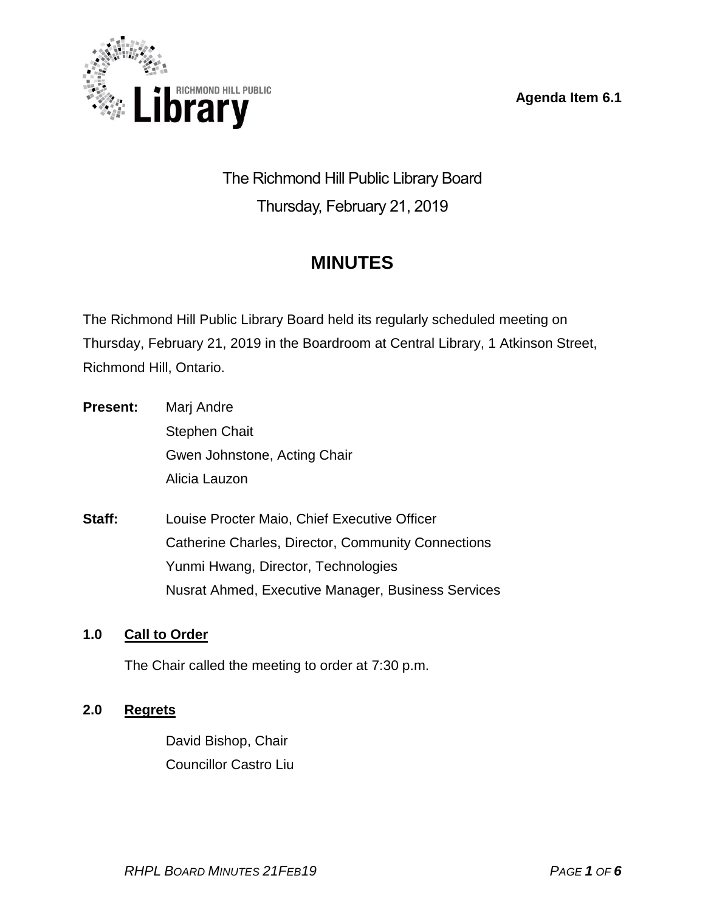**Agenda Item 6.1**

# The Richmond Hill Public Library Board

Thursday, February 21, 2019

## MINUTES

The Richmond Hill Public Library Board held its regularly scheduled meeting on Thursday, February 21, 2019 in the Boardroom at Central Library, 1 Atkinson Street, Richmond Hill, Ontario.

**Present:** Marj Andre
Stephen Chait
Gwen Johnstone, Acting Chair
Alicia Lauzon

**Staff:** Louise Procter Maio, Chief Executive Officer
Catherine Charles, Director, Community Connections
Yunmi Hwang, Director, Technologies
Nusrat Ahmed, Executive Manager, Business Services

### 1.0 Call to Order

The Chair called the meeting to order at 7:30 p.m.

### 2.0 Regrets

David Bishop, Chair
Councillor Castro Liu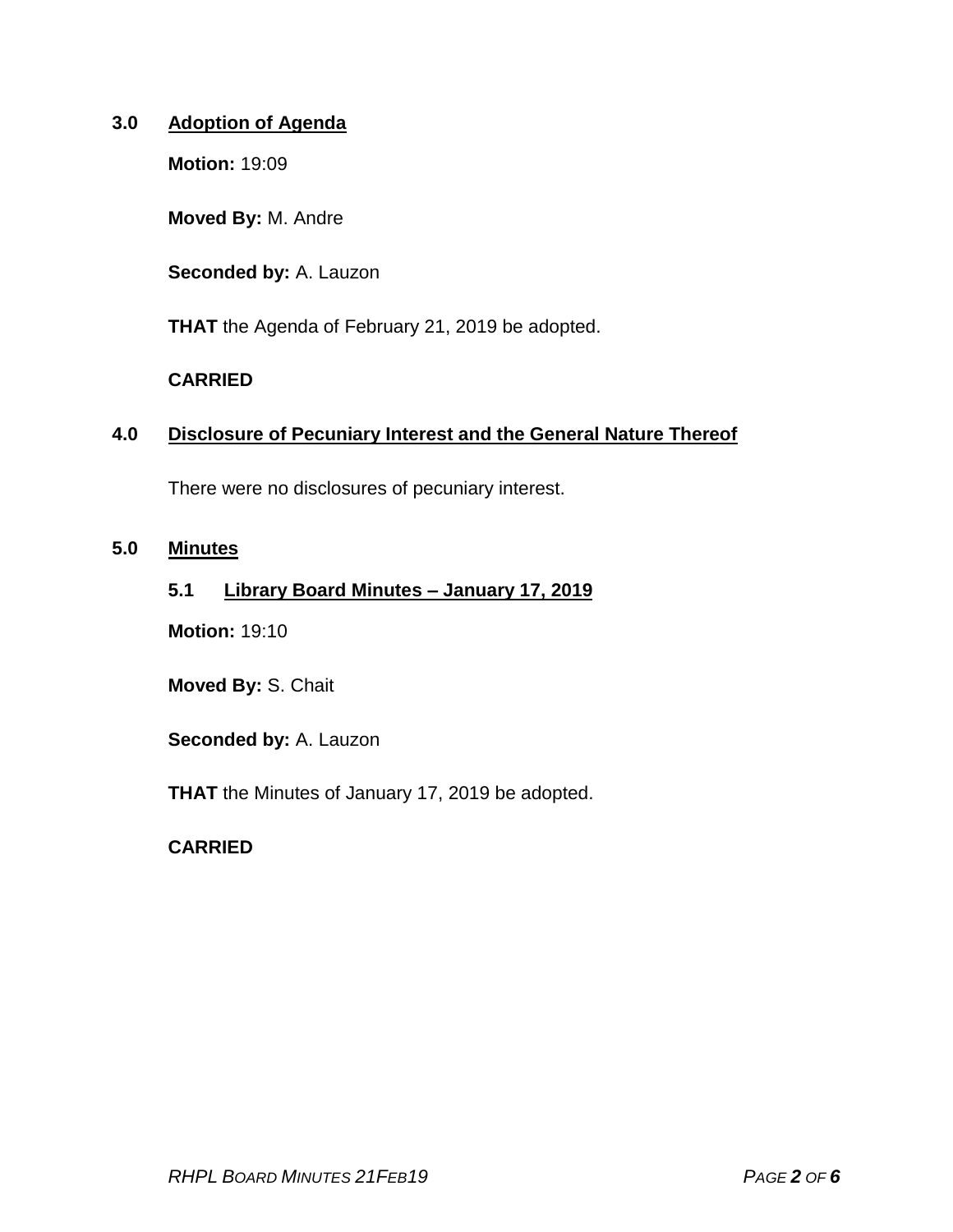## 3.0 Adoption of Agenda

**Motion:** 19:09

**Moved By:** M. Andre

**Seconded by:** A. Lauzon

**THAT** the Agenda of February 21, 2019 be adopted.

**CARRIED**

## 4.0 Disclosure of Pecuniary Interest and the General Nature Thereof

There were no disclosures of pecuniary interest.

## 5.0 Minutes

### 5.1 Library Board Minutes – January 17, 2019

**Motion:** 19:10

**Moved By:** S. Chait

**Seconded by:** A. Lauzon

**THAT** the Minutes of January 17, 2019 be adopted.

**CARRIED**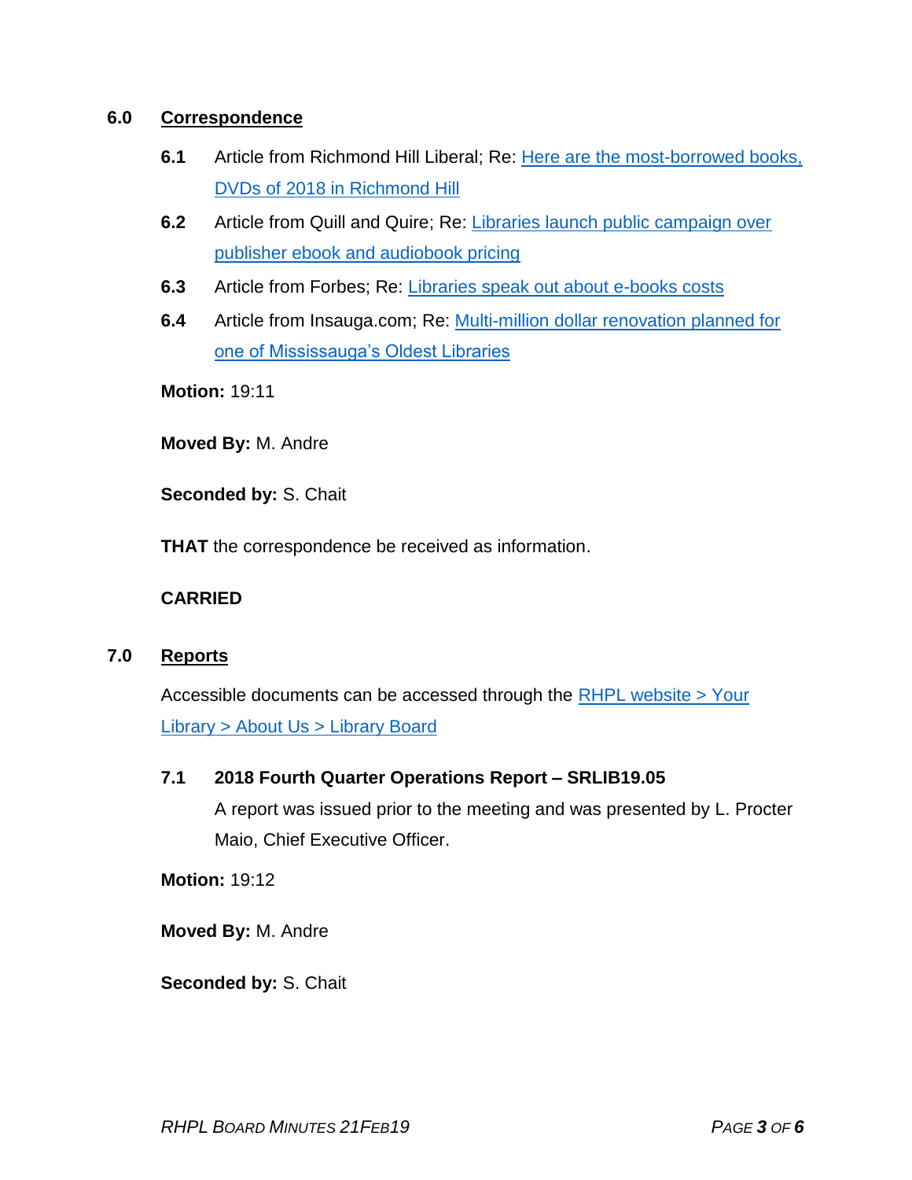## 6.0 Correspondence

**6.1** Article from Richmond Hill Liberal; Re: Here are the most-borrowed books, DVDs of 2018 in Richmond Hill

**6.2** Article from Quill and Quire; Re: Libraries launch public campaign over publisher ebook and audiobook pricing

**6.3** Article from Forbes; Re: Libraries speak out about e-books costs

**6.4** Article from Insauga.com; Re: Multi-million dollar renovation planned for one of Mississauga's Oldest Libraries

**Motion:** 19:11

**Moved By:** M. Andre

**Seconded by:** S. Chait

**THAT** the correspondence be received as information.

**CARRIED**

## 7.0 Reports

Accessible documents can be accessed through the RHPL website > Your Library > About Us > Library Board

**7.1 2018 Fourth Quarter Operations Report – SRLIB19.05**

A report was issued prior to the meeting and was presented by L. Procter Maio, Chief Executive Officer.

**Motion:** 19:12

**Moved By:** M. Andre

**Seconded by:** S. Chait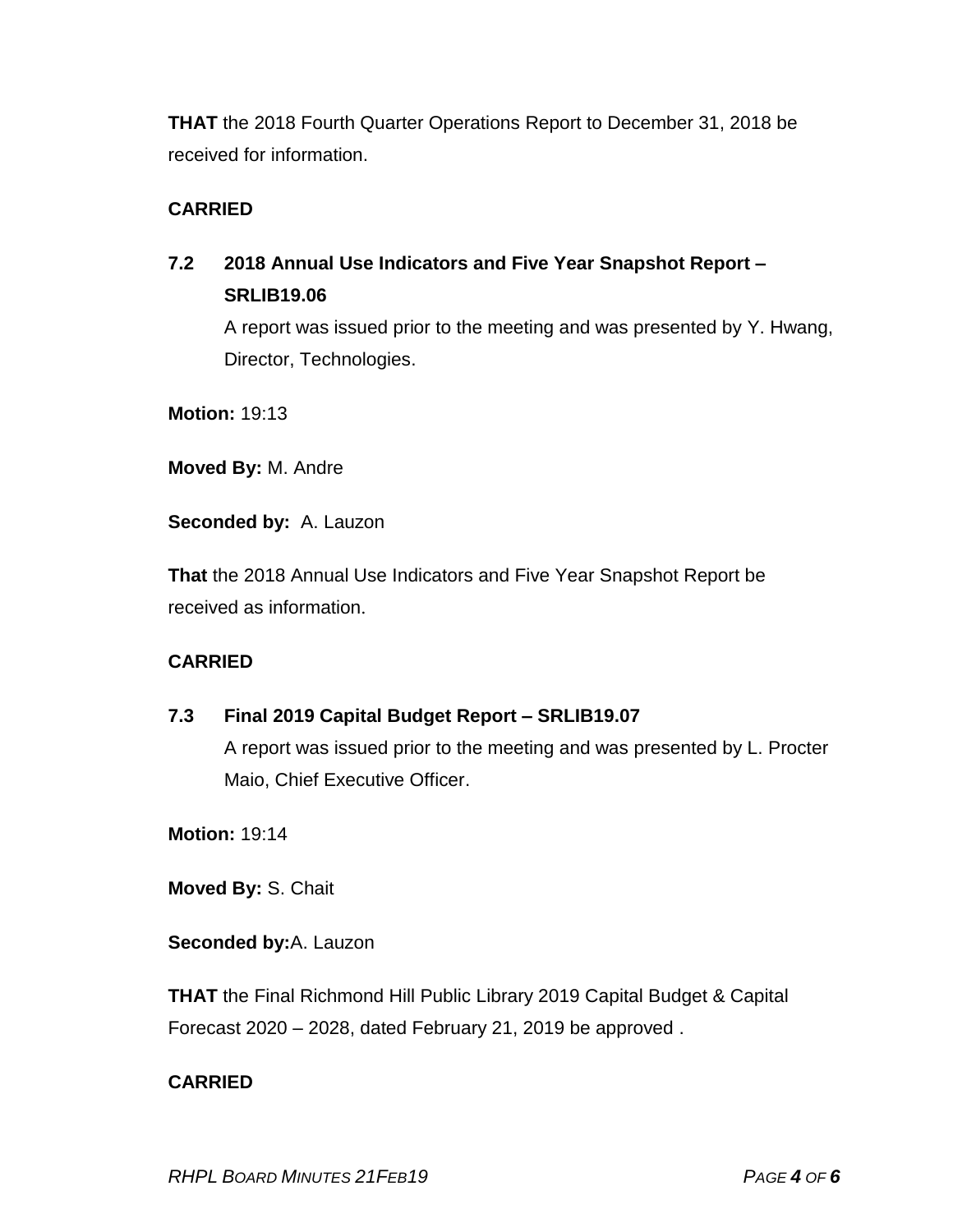**THAT** the 2018 Fourth Quarter Operations Report to December 31, 2018 be received for information.

**CARRIED**

### 7.2 2018 Annual Use Indicators and Five Year Snapshot Report – SRLIB19.06

A report was issued prior to the meeting and was presented by Y. Hwang, Director, Technologies.

**Motion:** 19:13

**Moved By:** M. Andre

**Seconded by:** A. Lauzon

**That** the 2018 Annual Use Indicators and Five Year Snapshot Report be received as information.

**CARRIED**

### 7.3 Final 2019 Capital Budget Report – SRLIB19.07

A report was issued prior to the meeting and was presented by L. Procter Maio, Chief Executive Officer.

**Motion:** 19:14

**Moved By:** S. Chait

**Seconded by:** A. Lauzon

**THAT** the Final Richmond Hill Public Library 2019 Capital Budget & Capital Forecast 2020 – 2028, dated February 21, 2019 be approved .

**CARRIED**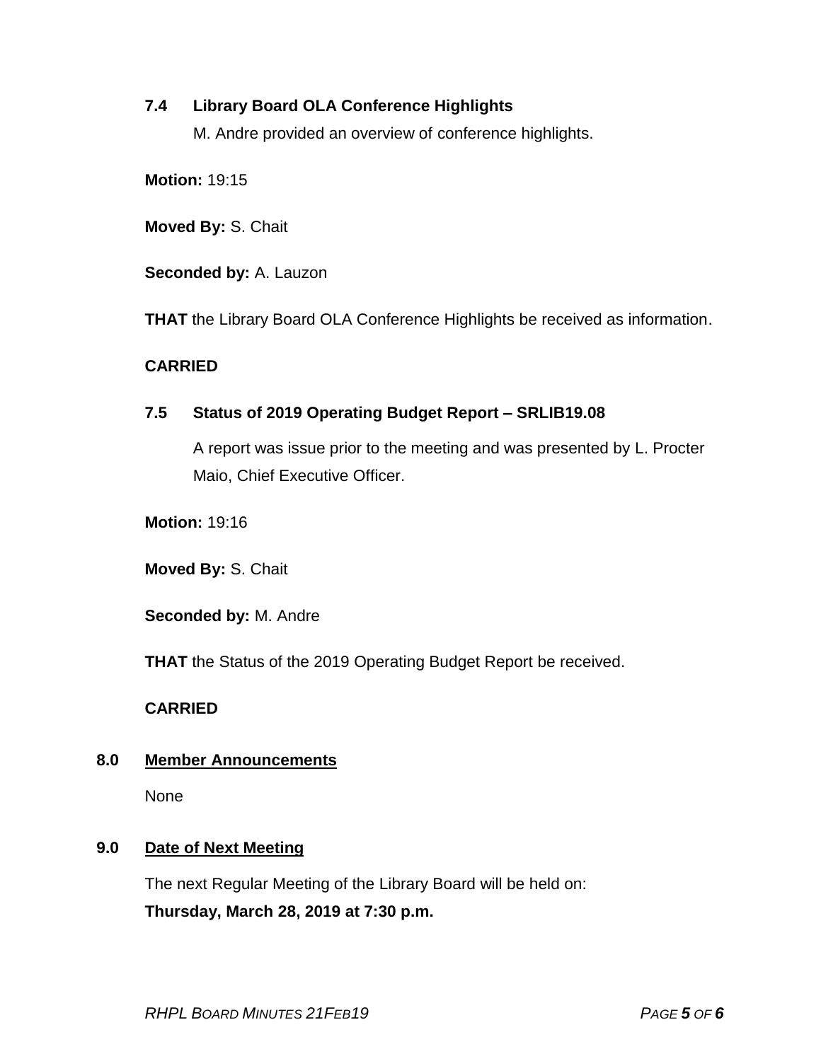### 7.4 Library Board OLA Conference Highlights

M. Andre provided an overview of conference highlights.

**Motion:** 19:15

**Moved By:** S. Chait

**Seconded by:** A. Lauzon

**THAT** the Library Board OLA Conference Highlights be received as information.

**CARRIED**

### 7.5 Status of 2019 Operating Budget Report – SRLIB19.08

A report was issue prior to the meeting and was presented by L. Procter Maio, Chief Executive Officer.

**Motion:** 19:16

**Moved By:** S. Chait

**Seconded by:** M. Andre

**THAT** the Status of the 2019 Operating Budget Report be received.

**CARRIED**

## 8.0 Member Announcements

None

## 9.0 Date of Next Meeting

The next Regular Meeting of the Library Board will be held on:
**Thursday, March 28, 2019 at 7:30 p.m.**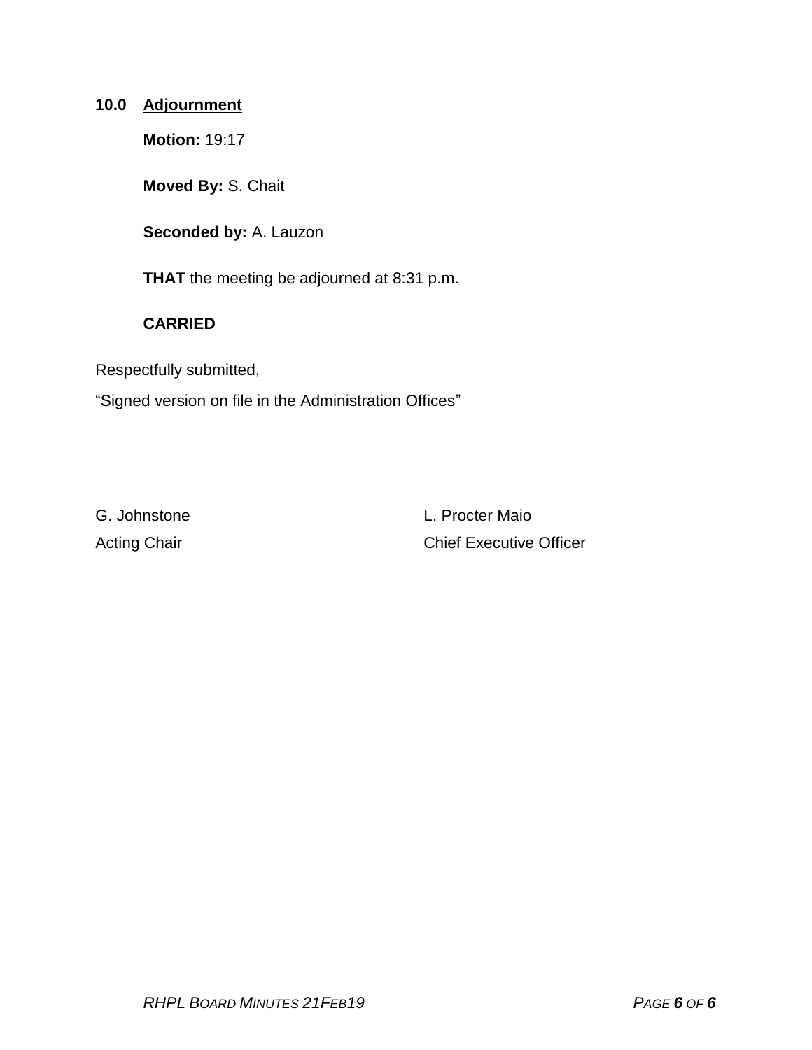## 10.0 Adjournment

**Motion:** 19:17

**Moved By:** S. Chait

**Seconded by:** A. Lauzon

**THAT** the meeting be adjourned at 8:31 p.m.

**CARRIED**

Respectfully submitted,

“Signed version on file in the Administration Offices”

| | |
|---|---|
| G. Johnstone | L. Procter Maio |
| Acting Chair | Chief Executive Officer |